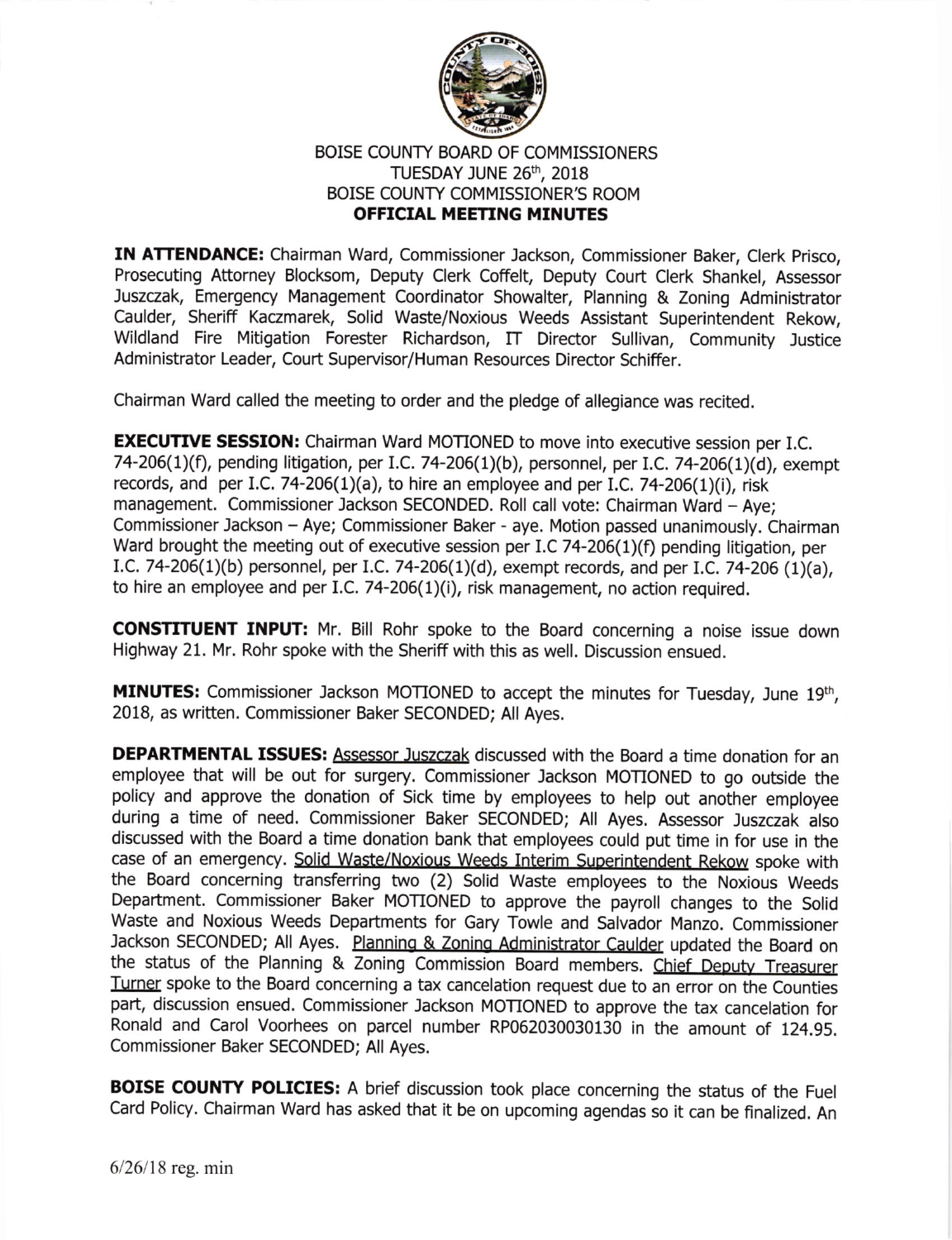BOISE COUNTY BOARD OF COMMISSIONERS
TUESDAY JUNE 26th, 2018
BOISE COUNTY COMMISSIONER'S ROOM
**OFFICIAL MEETING MINUTES**

**IN ATTENDANCE:** Chairman Ward, Commissioner Jackson, Commissioner Baker, Clerk Prisco, Prosecuting Attorney Blocksom, Deputy Clerk Coffelt, Deputy Court Clerk Shankel, Assessor Juszczak, Emergency Management Coordinator Showalter, Planning & Zoning Administrator Caulder, Sheriff Kaczmarek, Solid Waste/Noxious Weeds Assistant Superintendent Rekow, Wildland Fire Mitigation Forester Richardson, IT Director Sullivan, Community Justice Administrator Leader, Court Supervisor/Human Resources Director Schiffer.

Chairman Ward called the meeting to order and the pledge of allegiance was recited.

**EXECUTIVE SESSION:** Chairman Ward MOTIONED to move into executive session per I.C. 74-206(1)(f), pending litigation, per I.C. 74-206(1)(b), personnel, per I.C. 74-206(1)(d), exempt records, and per I.C. 74-206(1)(a), to hire an employee and per I.C. 74-206(1)(i), risk management. Commissioner Jackson SECONDED. Roll call vote: Chairman Ward – Aye; Commissioner Jackson – Aye; Commissioner Baker - aye. Motion passed unanimously. Chairman Ward brought the meeting out of executive session per I.C 74-206(1)(f) pending litigation, per I.C. 74-206(1)(b) personnel, per I.C. 74-206(1)(d), exempt records, and per I.C. 74-206 (1)(a), to hire an employee and per I.C. 74-206(1)(i), risk management, no action required.

**CONSTITUENT INPUT:** Mr. Bill Rohr spoke to the Board concerning a noise issue down Highway 21. Mr. Rohr spoke with the Sheriff with this as well. Discussion ensued.

**MINUTES:** Commissioner Jackson MOTIONED to accept the minutes for Tuesday, June 19th, 2018, as written. Commissioner Baker SECONDED; All Ayes.

**DEPARTMENTAL ISSUES:** Assessor Juszczak discussed with the Board a time donation for an employee that will be out for surgery. Commissioner Jackson MOTIONED to go outside the policy and approve the donation of Sick time by employees to help out another employee during a time of need. Commissioner Baker SECONDED; All Ayes. Assessor Juszczak also discussed with the Board a time donation bank that employees could put time in for use in the case of an emergency. Solid Waste/Noxious Weeds Interim Superintendent Rekow spoke with the Board concerning transferring two (2) Solid Waste employees to the Noxious Weeds Department. Commissioner Baker MOTIONED to approve the payroll changes to the Solid Waste and Noxious Weeds Departments for Gary Towle and Salvador Manzo. Commissioner Jackson SECONDED; All Ayes. Planning & Zoning Administrator Caulder updated the Board on the status of the Planning & Zoning Commission Board members. Chief Deputy Treasurer Turner spoke to the Board concerning a tax cancelation request due to an error on the Counties part, discussion ensued. Commissioner Jackson MOTIONED to approve the tax cancelation for Ronald and Carol Voorhees on parcel number RP062030030130 in the amount of 124.95. Commissioner Baker SECONDED; All Ayes.

**BOISE COUNTY POLICIES:** A brief discussion took place concerning the status of the Fuel Card Policy. Chairman Ward has asked that it be on upcoming agendas so it can be finalized. An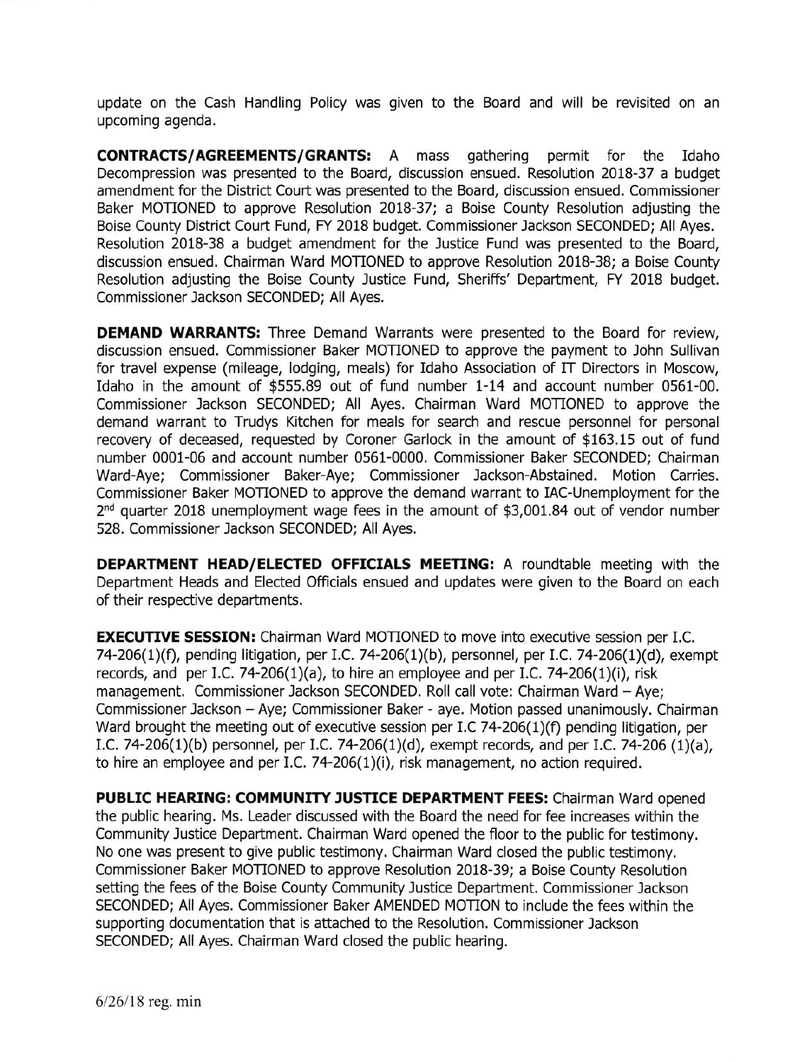update on the Cash Handling Policy was given to the Board and will be revisited on an upcoming agenda.

**CONTRACTS/AGREEMENTS/GRANTS:** A mass gathering permit for the Idaho Decompression was presented to the Board, discussion ensued. Resolution 2018-37 a budget amendment for the District Court was presented to the Board, discussion ensued. Commissioner Baker MOTIONED to approve Resolution 2018-37; a Boise County Resolution adjusting the Boise County District Court Fund, FY 2018 budget. Commissioner Jackson SECONDED; All Ayes. Resolution 2018-38 a budget amendment for the Justice Fund was presented to the Board, discussion ensued. Chairman Ward MOTIONED to approve Resolution 2018-38; a Boise County Resolution adjusting the Boise County Justice Fund, Sheriffs' Department, FY 2018 budget. Commissioner Jackson SECONDED; All Ayes.

**DEMAND WARRANTS:** Three Demand Warrants were presented to the Board for review, discussion ensued. Commissioner Baker MOTIONED to approve the payment to John Sullivan for travel expense (mileage, lodging, meals) for Idaho Association of IT Directors in Moscow, Idaho in the amount of $555.89 out of fund number 1-14 and account number 0561-00. Commissioner Jackson SECONDED; All Ayes. Chairman Ward MOTIONED to approve the demand warrant to Trudys Kitchen for meals for search and rescue personnel for personal recovery of deceased, requested by Coroner Garlock in the amount of $163.15 out of fund number 0001-06 and account number 0561-0000. Commissioner Baker SECONDED; Chairman Ward-Aye; Commissioner Baker-Aye; Commissioner Jackson-Abstained. Motion Carries. Commissioner Baker MOTIONED to approve the demand warrant to IAC-Unemployment for the 2nd quarter 2018 unemployment wage fees in the amount of $3,001.84 out of vendor number 528. Commissioner Jackson SECONDED; All Ayes.

**DEPARTMENT HEAD/ELECTED OFFICIALS MEETING:** A roundtable meeting with the Department Heads and Elected Officials ensued and updates were given to the Board on each of their respective departments.

**EXECUTIVE SESSION:** Chairman Ward MOTIONED to move into executive session per I.C. 74-206(1)(f), pending litigation, per I.C. 74-206(1)(b), personnel, per I.C. 74-206(1)(d), exempt records, and per I.C. 74-206(1)(a), to hire an employee and per I.C. 74-206(1)(i), risk management. Commissioner Jackson SECONDED. Roll call vote: Chairman Ward – Aye; Commissioner Jackson – Aye; Commissioner Baker - aye. Motion passed unanimously. Chairman Ward brought the meeting out of executive session per I.C 74-206(1)(f) pending litigation, per I.C. 74-206(1)(b) personnel, per I.C. 74-206(1)(d), exempt records, and per I.C. 74-206 (1)(a), to hire an employee and per I.C. 74-206(1)(i), risk management, no action required.

**PUBLIC HEARING: COMMUNITY JUSTICE DEPARTMENT FEES:** Chairman Ward opened the public hearing. Ms. Leader discussed with the Board the need for fee increases within the Community Justice Department. Chairman Ward opened the floor to the public for testimony. No one was present to give public testimony. Chairman Ward closed the public testimony. Commissioner Baker MOTIONED to approve Resolution 2018-39; a Boise County Resolution setting the fees of the Boise County Community Justice Department. Commissioner Jackson SECONDED; All Ayes. Commissioner Baker AMENDED MOTION to include the fees within the supporting documentation that is attached to the Resolution. Commissioner Jackson SECONDED; All Ayes. Chairman Ward closed the public hearing.